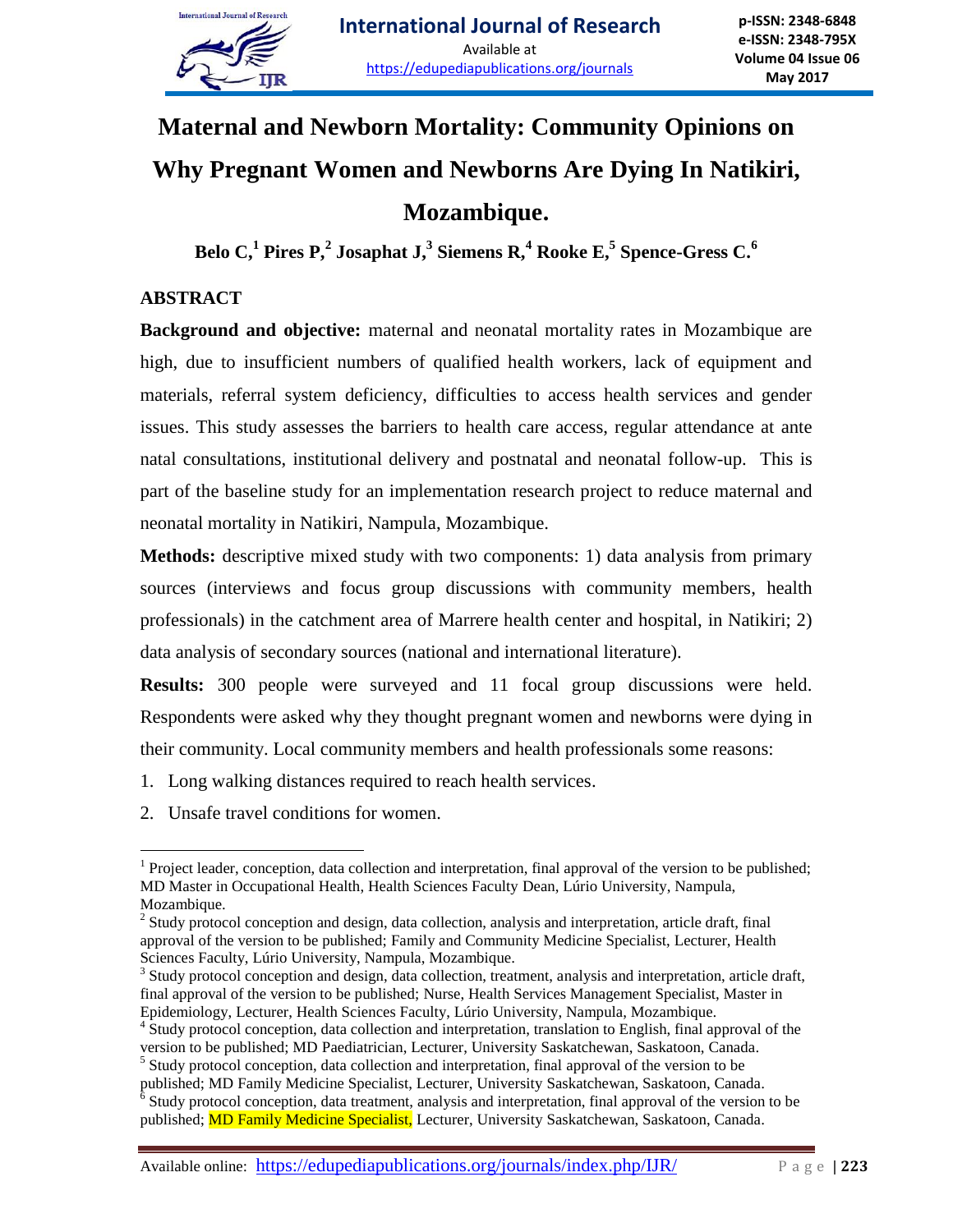# Maternal and Newborn Mortality: Community Opinions on Why Pregnant Women and Newborns Are Dying In Natikiri, Mozambique.

**Belo C,[1] Pires P,[2] Josaphat J,[3] Siemens R,[4] Rooke E,[5] Spence-Gress C.[6]**

## ABSTRACT

**Background and objective:** maternal and neonatal mortality rates in Mozambique are high, due to insufficient numbers of qualified health workers, lack of equipment and materials, referral system deficiency, difficulties to access health services and gender issues. This study assesses the barriers to health care access, regular attendance at ante natal consultations, institutional delivery and postnatal and neonatal follow-up. This is part of the baseline study for an implementation research project to reduce maternal and neonatal mortality in Natikiri, Nampula, Mozambique.

**Methods:** descriptive mixed study with two components: 1) data analysis from primary sources (interviews and focus group discussions with community members, health professionals) in the catchment area of Marrere health center and hospital, in Natikiri; 2) data analysis of secondary sources (national and international literature).

**Results:** 300 people were surveyed and 11 focal group discussions were held. Respondents were asked why they thought pregnant women and newborns were dying in their community. Local community members and health professionals some reasons:

1. Long walking distances required to reach health services.
2. Unsafe travel conditions for women.

---

[1] Project leader, conception, data collection and interpretation, final approval of the version to be published; MD Master in Occupational Health, Health Sciences Faculty Dean, Lúrio University, Nampula, Mozambique.

[2] Study protocol conception and design, data collection, analysis and interpretation, article draft, final approval of the version to be published; Family and Community Medicine Specialist, Lecturer, Health Sciences Faculty, Lúrio University, Nampula, Mozambique.

[3] Study protocol conception and design, data collection, treatment, analysis and interpretation, article draft, final approval of the version to be published; Nurse, Health Services Management Specialist, Master in Epidemiology, Lecturer, Health Sciences Faculty, Lúrio University, Nampula, Mozambique.

[4] Study protocol conception, data collection and interpretation, translation to English, final approval of the version to be published; MD Paediatrician, Lecturer, University Saskatchewan, Saskatoon, Canada.

[5] Study protocol conception, data collection and interpretation, final approval of the version to be published; MD Family Medicine Specialist, Lecturer, University Saskatchewan, Saskatoon, Canada.

[6] Study protocol conception, data treatment, analysis and interpretation, final approval of the version to be published; MD Family Medicine Specialist, Lecturer, University Saskatchewan, Saskatoon, Canada.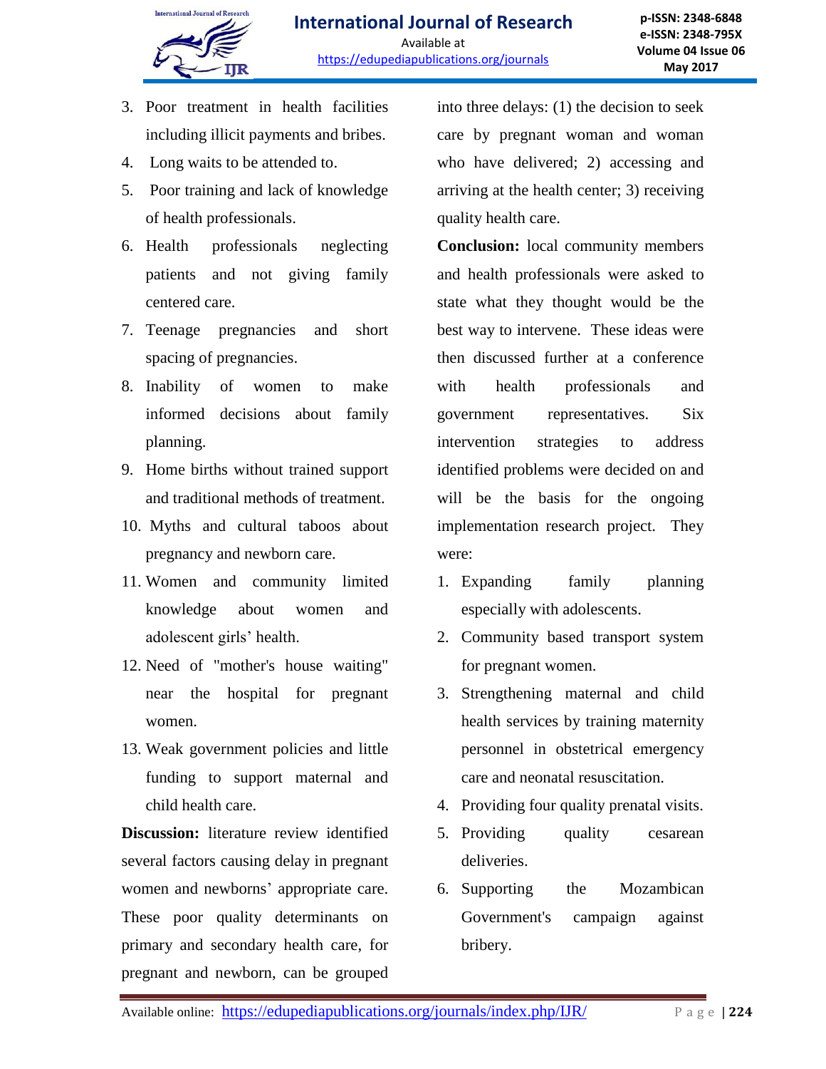3. Poor treatment in health facilities including illicit payments and bribes.
4. Long waits to be attended to.
5. Poor training and lack of knowledge of health professionals.
6. Health professionals neglecting patients and not giving family centered care.
7. Teenage pregnancies and short spacing of pregnancies.
8. Inability of women to make informed decisions about family planning.
9. Home births without trained support and traditional methods of treatment.
10. Myths and cultural taboos about pregnancy and newborn care.
11. Women and community limited knowledge about women and adolescent girls' health.
12. Need of "mother's house waiting" near the hospital for pregnant women.
13. Weak government policies and little funding to support maternal and child health care.

**Discussion:** literature review identified several factors causing delay in pregnant women and newborns' appropriate care. These poor quality determinants on primary and secondary health care, for pregnant and newborn, can be grouped into three delays: (1) the decision to seek care by pregnant woman and woman who have delivered; 2) accessing and arriving at the health center; 3) receiving quality health care.

**Conclusion:** local community members and health professionals were asked to state what they thought would be the best way to intervene. These ideas were then discussed further at a conference with health professionals and government representatives. Six intervention strategies to address identified problems were decided on and will be the basis for the ongoing implementation research project. They were:

1. Expanding family planning especially with adolescents.
2. Community based transport system for pregnant women.
3. Strengthening maternal and child health services by training maternity personnel in obstetrical emergency care and neonatal resuscitation.
4. Providing four quality prenatal visits.
5. Providing quality cesarean deliveries.
6. Supporting the Mozambican Government's campaign against bribery.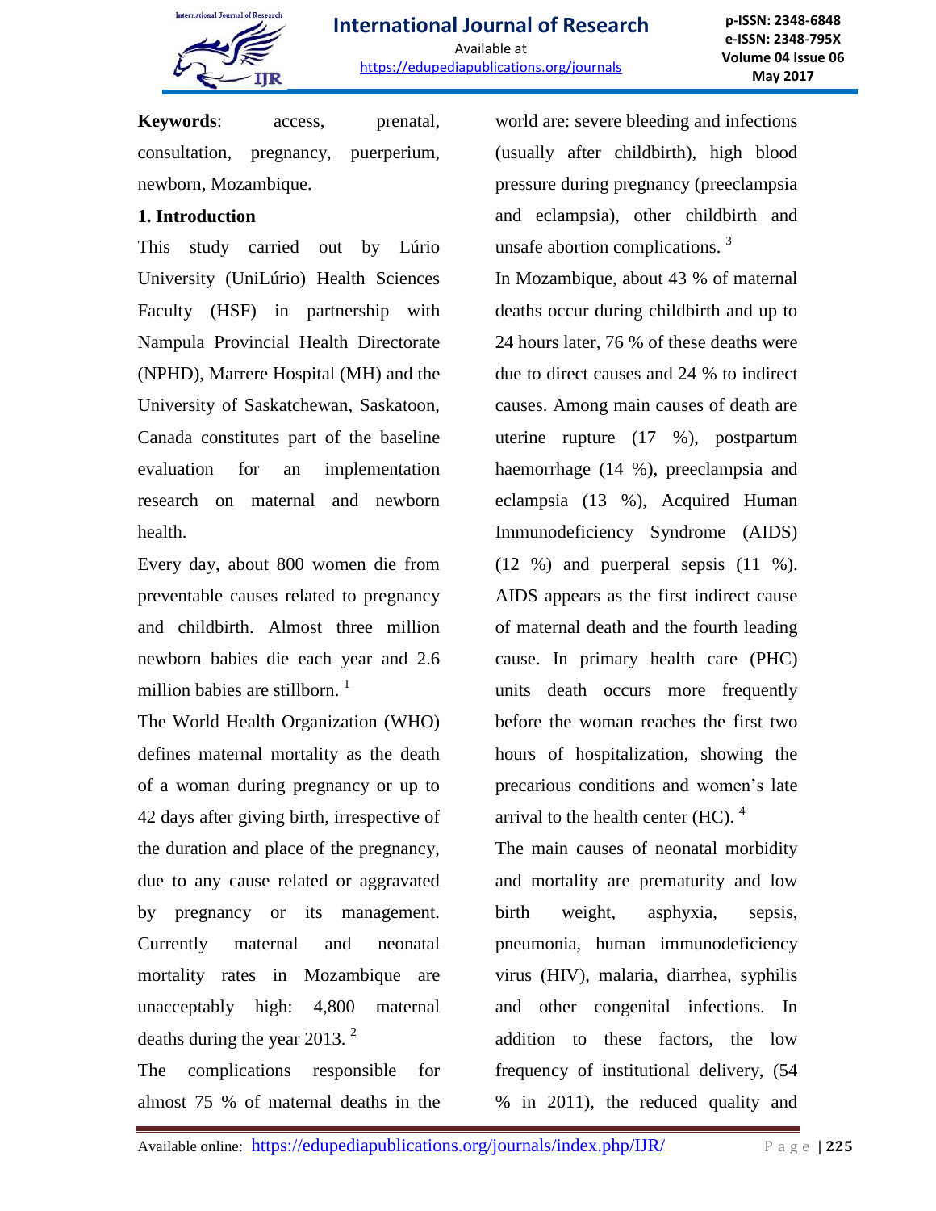**Keywords**: access, prenatal, consultation, pregnancy, puerperium, newborn, Mozambique.

## 1. Introduction

This study carried out by Lúrio University (UniLúrio) Health Sciences Faculty (HSF) in partnership with Nampula Provincial Health Directorate (NPHD), Marrere Hospital (MH) and the University of Saskatchewan, Saskatoon, Canada constitutes part of the baseline evaluation for an implementation research on maternal and newborn health.

Every day, about 800 women die from preventable causes related to pregnancy and childbirth. Almost three million newborn babies die each year and 2.6 million babies are stillborn. [1]

The World Health Organization (WHO) defines maternal mortality as the death of a woman during pregnancy or up to 42 days after giving birth, irrespective of the duration and place of the pregnancy, due to any cause related or aggravated by pregnancy or its management. Currently maternal and neonatal mortality rates in Mozambique are unacceptably high: 4,800 maternal deaths during the year 2013. [2]

The complications responsible for almost 75 % of maternal deaths in the world are: severe bleeding and infections (usually after childbirth), high blood pressure during pregnancy (preeclampsia and eclampsia), other childbirth and unsafe abortion complications. [3]

In Mozambique, about 43 % of maternal deaths occur during childbirth and up to 24 hours later, 76 % of these deaths were due to direct causes and 24 % to indirect causes. Among main causes of death are uterine rupture (17 %), postpartum haemorrhage (14 %), preeclampsia and eclampsia (13 %), Acquired Human Immunodeficiency Syndrome (AIDS) (12 %) and puerperal sepsis (11 %). AIDS appears as the first indirect cause of maternal death and the fourth leading cause. In primary health care (PHC) units death occurs more frequently before the woman reaches the first two hours of hospitalization, showing the precarious conditions and women's late arrival to the health center (HC). [4]

The main causes of neonatal morbidity and mortality are prematurity and low birth weight, asphyxia, sepsis, pneumonia, human immunodeficiency virus (HIV), malaria, diarrhea, syphilis and other congenital infections. In addition to these factors, the low frequency of institutional delivery, (54 % in 2011), the reduced quality and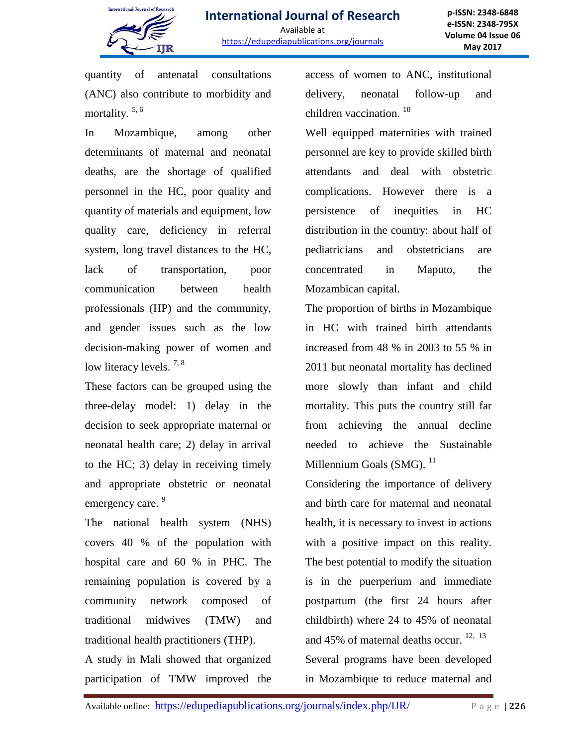quantity of antenatal consultations (ANC) also contribute to morbidity and mortality. [5, 6]

In Mozambique, among other determinants of maternal and neonatal deaths, are the shortage of qualified personnel in the HC, poor quality and quantity of materials and equipment, low quality care, deficiency in referral system, long travel distances to the HC, lack of transportation, poor communication between health professionals (HP) and the community, and gender issues such as the low decision-making power of women and low literacy levels. [7, 8]

These factors can be grouped using the three-delay model: 1) delay in the decision to seek appropriate maternal or neonatal health care; 2) delay in arrival to the HC; 3) delay in receiving timely and appropriate obstetric or neonatal emergency care. [9]

The national health system (NHS) covers 40 % of the population with hospital care and 60 % in PHC. The remaining population is covered by a community network composed of traditional midwives (TMW) and traditional health practitioners (THP).

A study in Mali showed that organized participation of TMW improved the access of women to ANC, institutional delivery, neonatal follow-up and children vaccination. [10]

Well equipped maternities with trained personnel are key to provide skilled birth attendants and deal with obstetric complications. However there is a persistence of inequities in HC distribution in the country: about half of pediatricians and obstetricians are concentrated in Maputo, the Mozambican capital.

The proportion of births in Mozambique in HC with trained birth attendants increased from 48 % in 2003 to 55 % in 2011 but neonatal mortality has declined more slowly than infant and child mortality. This puts the country still far from achieving the annual decline needed to achieve the Sustainable Millennium Goals (SMG). [11]

Considering the importance of delivery and birth care for maternal and neonatal health, it is necessary to invest in actions with a positive impact on this reality. The best potential to modify the situation is in the puerperium and immediate postpartum (the first 24 hours after childbirth) where 24 to 45% of neonatal and 45% of maternal deaths occur. [12, 13]

Several programs have been developed in Mozambique to reduce maternal and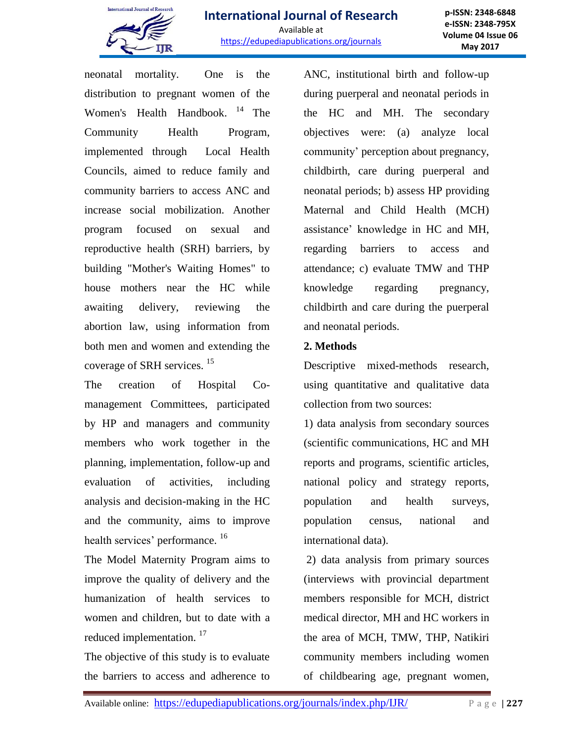neonatal mortality. One is the distribution to pregnant women of the Women's Health Handbook. [14] The Community Health Program, implemented through Local Health Councils, aimed to reduce family and community barriers to access ANC and increase social mobilization. Another program focused on sexual and reproductive health (SRH) barriers, by building "Mother's Waiting Homes" to house mothers near the HC while awaiting delivery, reviewing the abortion law, using information from both men and women and extending the coverage of SRH services. [15]

The creation of Hospital Co-management Committees, participated by HP and managers and community members who work together in the planning, implementation, follow-up and evaluation of activities, including analysis and decision-making in the HC and the community, aims to improve health services' performance. [16]

The Model Maternity Program aims to improve the quality of delivery and the humanization of health services to women and children, but to date with a reduced implementation. [17]

The objective of this study is to evaluate the barriers to access and adherence to ANC, institutional birth and follow-up during puerperal and neonatal periods in the HC and MH. The secondary objectives were: (a) analyze local community' perception about pregnancy, childbirth, care during puerperal and neonatal periods; b) assess HP providing Maternal and Child Health (MCH) assistance' knowledge in HC and MH, regarding barriers to access and attendance; c) evaluate TMW and THP knowledge regarding pregnancy, childbirth and care during the puerperal and neonatal periods.

## 2. Methods

Descriptive mixed-methods research, using quantitative and qualitative data collection from two sources:

1) data analysis from secondary sources (scientific communications, HC and MH reports and programs, scientific articles, national policy and strategy reports, population and health surveys, population census, national and international data).

2) data analysis from primary sources (interviews with provincial department members responsible for MCH, district medical director, MH and HC workers in the area of MCH, TMW, THP, Natikiri community members including women of childbearing age, pregnant women,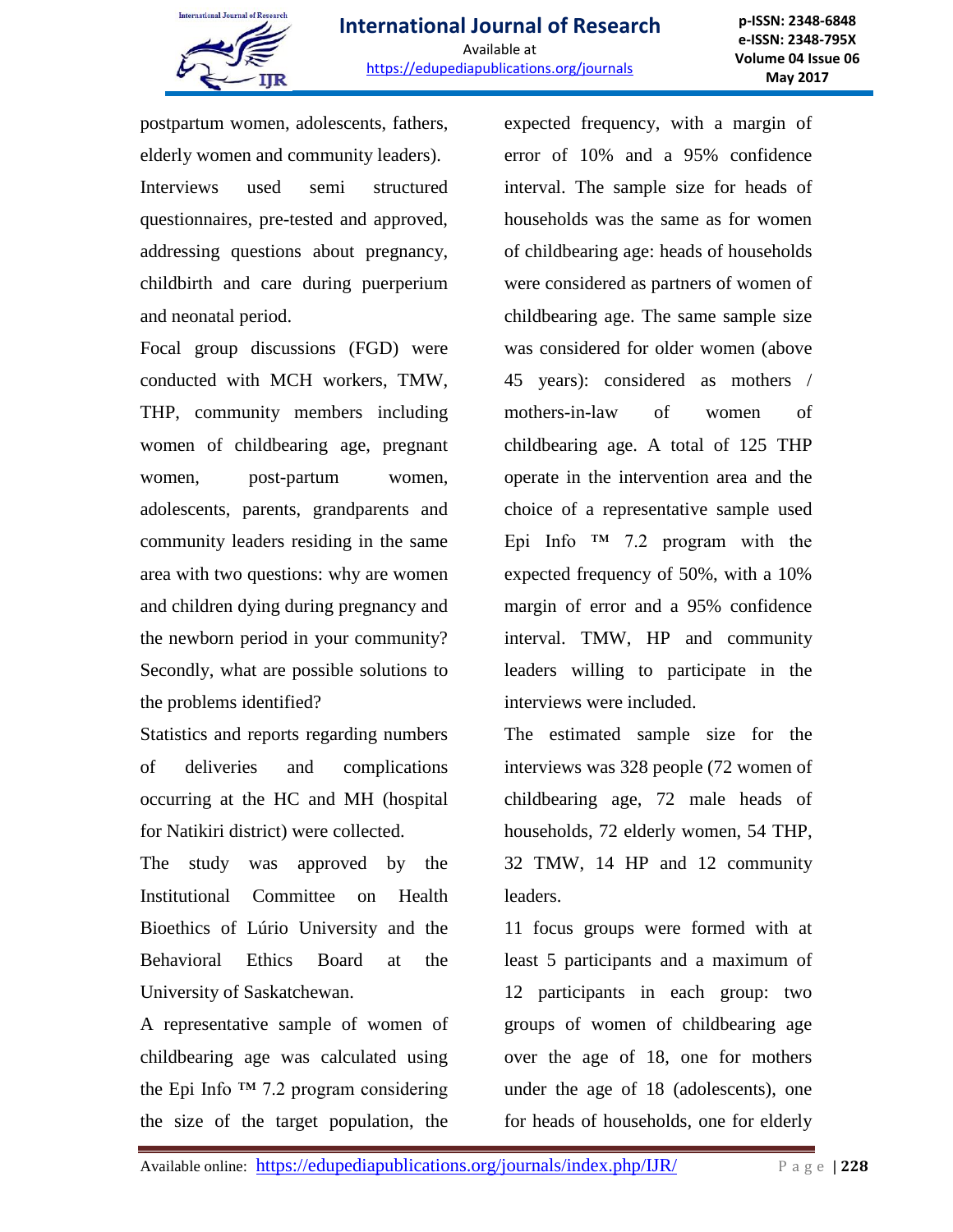postpartum women, adolescents, fathers, elderly women and community leaders). Interviews used semi structured questionnaires, pre-tested and approved, addressing questions about pregnancy, childbirth and care during puerperium and neonatal period.

Focal group discussions (FGD) were conducted with MCH workers, TMW, THP, community members including women of childbearing age, pregnant women, post-partum women, adolescents, parents, grandparents and community leaders residing in the same area with two questions: why are women and children dying during pregnancy and the newborn period in your community? Secondly, what are possible solutions to the problems identified?

Statistics and reports regarding numbers of deliveries and complications occurring at the HC and MH (hospital for Natikiri district) were collected.

The study was approved by the Institutional Committee on Health Bioethics of Lúrio University and the Behavioral Ethics Board at the University of Saskatchewan.

A representative sample of women of childbearing age was calculated using the Epi Info ™ 7.2 program considering the size of the target population, the expected frequency, with a margin of error of 10% and a 95% confidence interval. The sample size for heads of households was the same as for women of childbearing age: heads of households were considered as partners of women of childbearing age. The same sample size was considered for older women (above 45 years): considered as mothers / mothers-in-law of women of childbearing age. A total of 125 THP operate in the intervention area and the choice of a representative sample used Epi Info ™ 7.2 program with the expected frequency of 50%, with a 10% margin of error and a 95% confidence interval. TMW, HP and community leaders willing to participate in the interviews were included.

The estimated sample size for the interviews was 328 people (72 women of childbearing age, 72 male heads of households, 72 elderly women, 54 THP, 32 TMW, 14 HP and 12 community leaders.

11 focus groups were formed with at least 5 participants and a maximum of 12 participants in each group: two groups of women of childbearing age over the age of 18, one for mothers under the age of 18 (adolescents), one for heads of households, one for elderly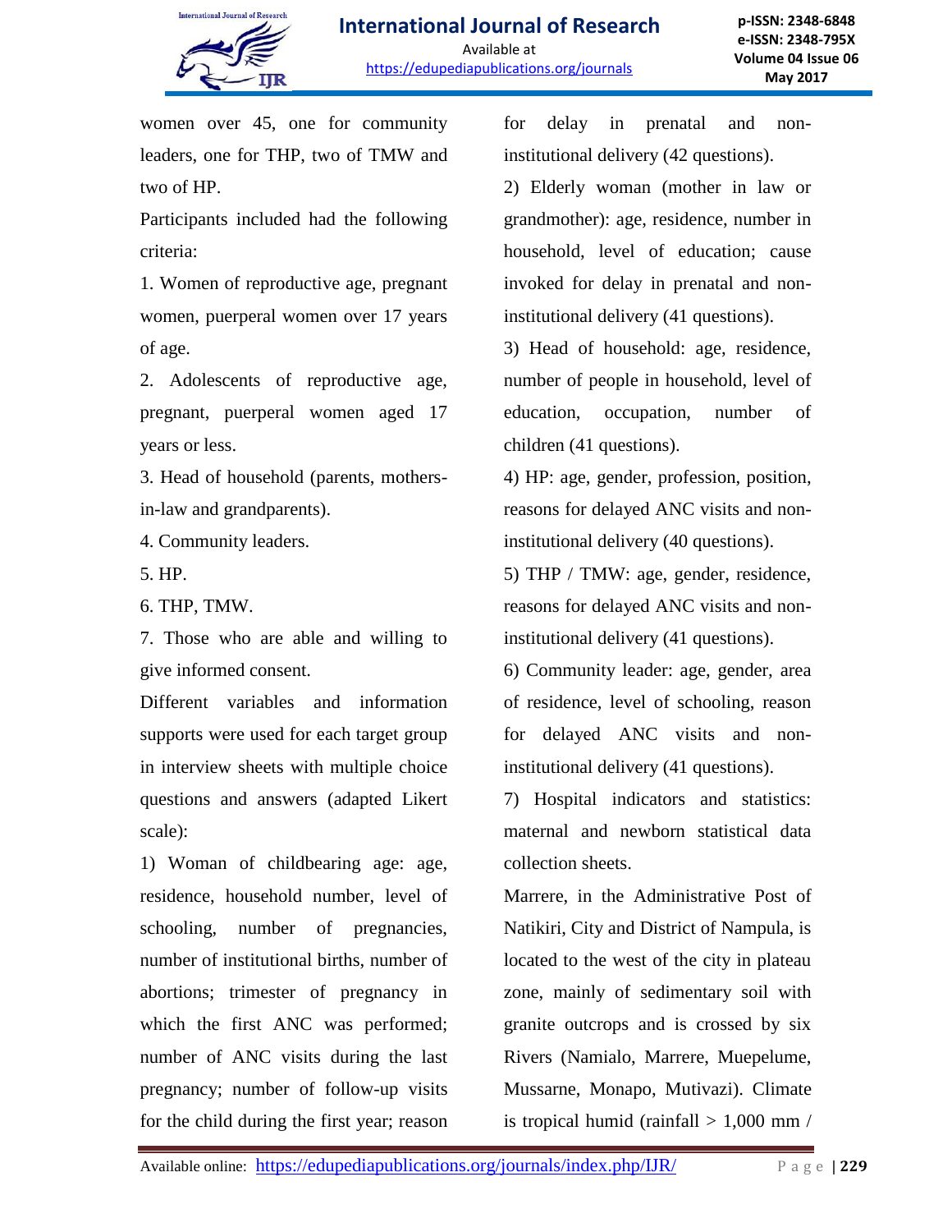women over 45, one for community leaders, one for THP, two of TMW and two of HP.

Participants included had the following criteria:

1. Women of reproductive age, pregnant women, puerperal women over 17 years of age.
2. Adolescents of reproductive age, pregnant, puerperal women aged 17 years or less.
3. Head of household (parents, mothers-in-law and grandparents).
4. Community leaders.
5. HP.
6. THP, TMW.
7. Those who are able and willing to give informed consent.

Different variables and information supports were used for each target group in interview sheets with multiple choice questions and answers (adapted Likert scale):

1) Woman of childbearing age: age, residence, household number, level of schooling, number of pregnancies, number of institutional births, number of abortions; trimester of pregnancy in which the first ANC was performed; number of ANC visits during the last pregnancy; number of follow-up visits for the child during the first year; reason for delay in prenatal and non-institutional delivery (42 questions).

2) Elderly woman (mother in law or grandmother): age, residence, number in household, level of education; cause invoked for delay in prenatal and non-institutional delivery (41 questions).

3) Head of household: age, residence, number of people in household, level of education, occupation, number of children (41 questions).

4) HP: age, gender, profession, position, reasons for delayed ANC visits and non-institutional delivery (40 questions).

5) THP / TMW: age, gender, residence, reasons for delayed ANC visits and non-institutional delivery (41 questions).

6) Community leader: age, gender, area of residence, level of schooling, reason for delayed ANC visits and non-institutional delivery (41 questions).

7) Hospital indicators and statistics: maternal and newborn statistical data collection sheets.

Marrere, in the Administrative Post of Natikiri, City and District of Nampula, is located to the west of the city in plateau zone, mainly of sedimentary soil with granite outcrops and is crossed by six Rivers (Namialo, Marrere, Muepelume, Mussarne, Monapo, Mutivazi). Climate is tropical humid (rainfall > 1,000 mm /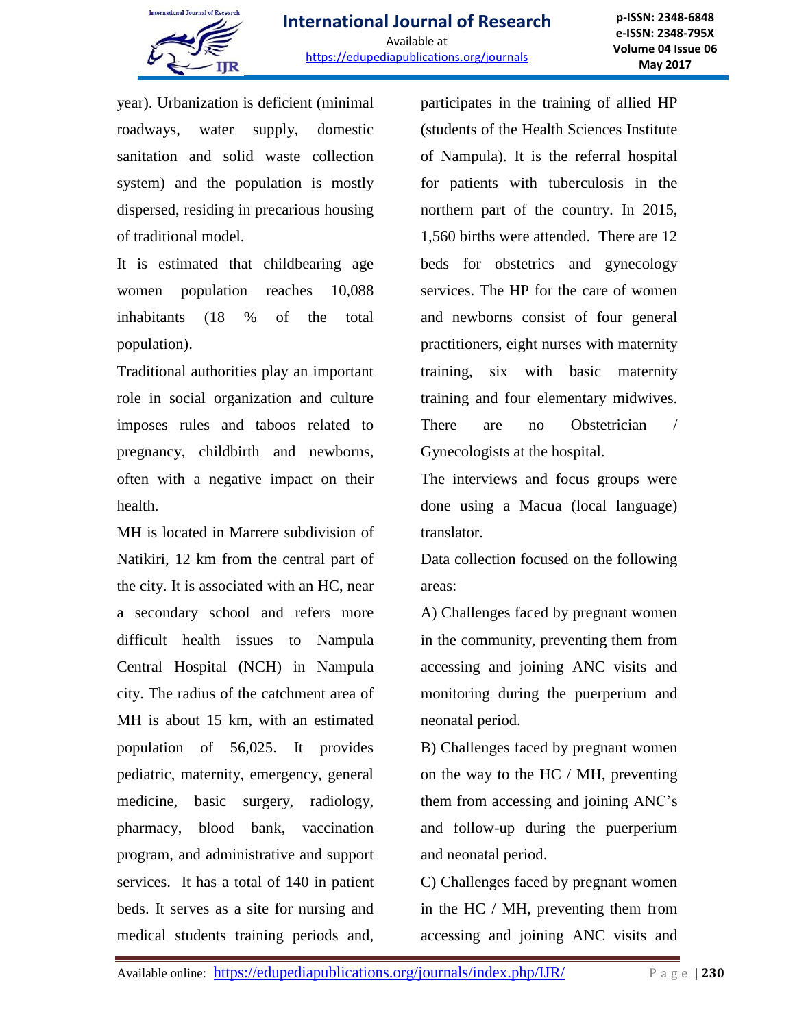year). Urbanization is deficient (minimal roadways, water supply, domestic sanitation and solid waste collection system) and the population is mostly dispersed, residing in precarious housing of traditional model.

It is estimated that childbearing age women population reaches 10,088 inhabitants (18 % of the total population).

Traditional authorities play an important role in social organization and culture imposes rules and taboos related to pregnancy, childbirth and newborns, often with a negative impact on their health.

MH is located in Marrere subdivision of Natikiri, 12 km from the central part of the city. It is associated with an HC, near a secondary school and refers more difficult health issues to Nampula Central Hospital (NCH) in Nampula city. The radius of the catchment area of MH is about 15 km, with an estimated population of 56,025. It provides pediatric, maternity, emergency, general medicine, basic surgery, radiology, pharmacy, blood bank, vaccination program, and administrative and support services. It has a total of 140 in patient beds. It serves as a site for nursing and medical students training periods and, participates in the training of allied HP (students of the Health Sciences Institute of Nampula). It is the referral hospital for patients with tuberculosis in the northern part of the country. In 2015, 1,560 births were attended. There are 12 beds for obstetrics and gynecology services. The HP for the care of women and newborns consist of four general practitioners, eight nurses with maternity training, six with basic maternity training and four elementary midwives. There are no Obstetrician / Gynecologists at the hospital.

The interviews and focus groups were done using a Macua (local language) translator.

Data collection focused on the following areas:

A) Challenges faced by pregnant women in the community, preventing them from accessing and joining ANC visits and monitoring during the puerperium and neonatal period.

B) Challenges faced by pregnant women on the way to the HC / MH, preventing them from accessing and joining ANC's and follow-up during the puerperium and neonatal period.

C) Challenges faced by pregnant women in the HC / MH, preventing them from accessing and joining ANC visits and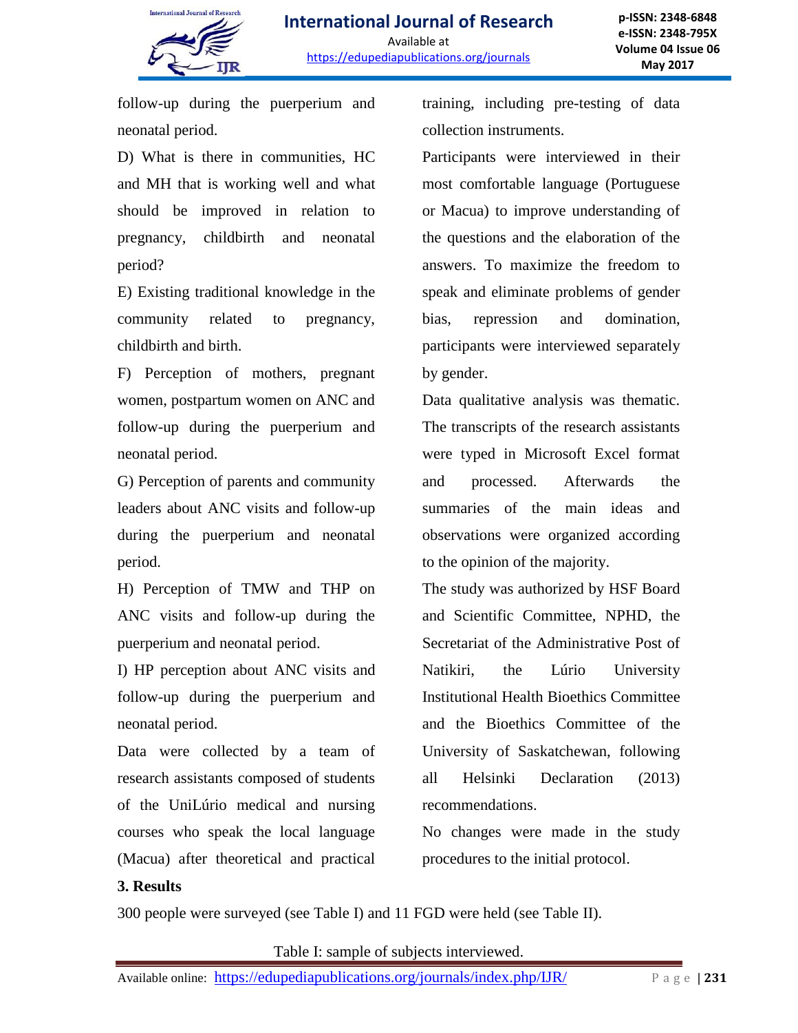follow-up during the puerperium and neonatal period.

D) What is there in communities, HC and MH that is working well and what should be improved in relation to pregnancy, childbirth and neonatal period?

E) Existing traditional knowledge in the community related to pregnancy, childbirth and birth.

F) Perception of mothers, pregnant women, postpartum women on ANC and follow-up during the puerperium and neonatal period.

G) Perception of parents and community leaders about ANC visits and follow-up during the puerperium and neonatal period.

H) Perception of TMW and THP on ANC visits and follow-up during the puerperium and neonatal period.

I) HP perception about ANC visits and follow-up during the puerperium and neonatal period.

Data were collected by a team of research assistants composed of students of the UniLúrio medical and nursing courses who speak the local language (Macua) after theoretical and practical training, including pre-testing of data collection instruments.

Participants were interviewed in their most comfortable language (Portuguese or Macua) to improve understanding of the questions and the elaboration of the answers. To maximize the freedom to speak and eliminate problems of gender bias, repression and domination, participants were interviewed separately by gender.

Data qualitative analysis was thematic. The transcripts of the research assistants were typed in Microsoft Excel format and processed. Afterwards the summaries of the main ideas and observations were organized according to the opinion of the majority.

The study was authorized by HSF Board and Scientific Committee, NPHD, the Secretariat of the Administrative Post of Natikiri, the Lúrio University Institutional Health Bioethics Committee and the Bioethics Committee of the University of Saskatchewan, following all Helsinki Declaration (2013) recommendations.

No changes were made in the study procedures to the initial protocol.

### 3. Results

300 people were surveyed (see Table I) and 11 FGD were held (see Table II).

Table I: sample of subjects interviewed.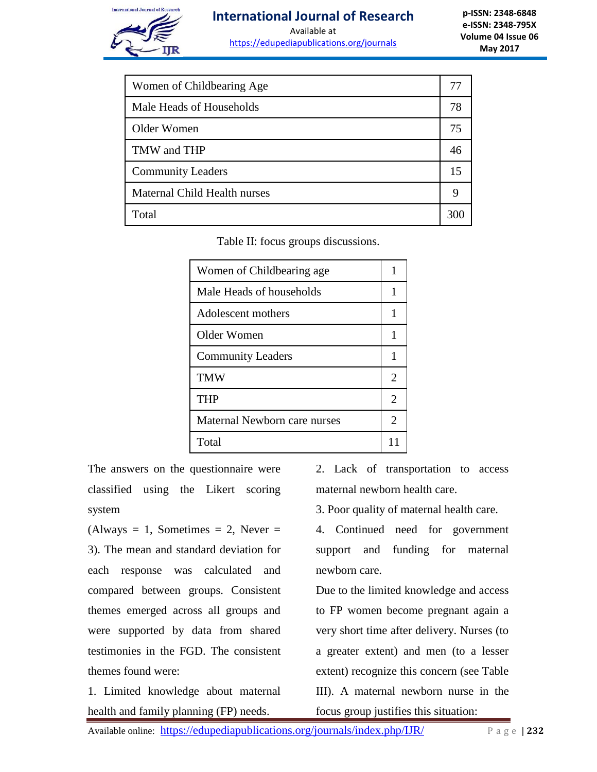| Women of Childbearing Age | 77 |
|---|---|
| Male Heads of Households | 78 |
| Older Women | 75 |
| TMW and THP | 46 |
| Community Leaders | 15 |
| Maternal Child Health nurses | 9 |
| Total | 300 |

Table II: focus groups discussions.

| Women of Childbearing age | 1 |
|---|---|
| Male Heads of households | 1 |
| Adolescent mothers | 1 |
| Older Women | 1 |
| Community Leaders | 1 |
| TMW | 2 |
| THP | 2 |
| Maternal Newborn care nurses | 2 |
| Total | 11 |

The answers on the questionnaire were classified using the Likert scoring system (Always = 1, Sometimes = 2, Never = 3). The mean and standard deviation for each response was calculated and compared between groups. Consistent themes emerged across all groups and were supported by data from shared testimonies in the FGD. The consistent themes found were:

1. Limited knowledge about maternal health and family planning (FP) needs.
2. Lack of transportation to access maternal newborn health care.
3. Poor quality of maternal health care.
4. Continued need for government support and funding for maternal newborn care.

Due to the limited knowledge and access to FP women become pregnant again a very short time after delivery. Nurses (to a greater extent) and men (to a lesser extent) recognize this concern (see Table III). A maternal newborn nurse in the focus group justifies this situation: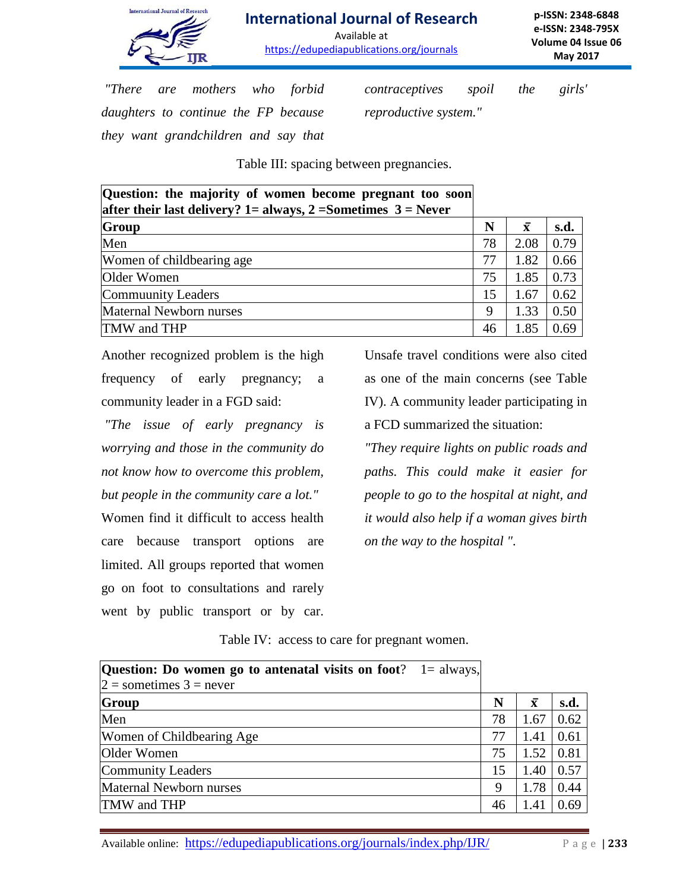*"There are mothers who forbid daughters to continue the FP because they want grandchildren and say that contraceptives spoil the girls' reproductive system."*

Table III: spacing between pregnancies.

| Question: the majority of women become pregnant too soon after their last delivery? 1= always, 2 =Sometimes 3 = Never | | | |
|---|---|---|---|
| **Group** | **N** | **$\bar{x}$** | **s.d.** |
| Men | 78 | 2.08 | 0.79 |
| Women of childbearing age | 77 | 1.82 | 0.66 |
| Older Women | 75 | 1.85 | 0.73 |
| Commuunity Leaders | 15 | 1.67 | 0.62 |
| Maternal Newborn nurses | 9 | 1.33 | 0.50 |
| TMW and THP | 46 | 1.85 | 0.69 |

Another recognized problem is the high frequency of early pregnancy; a community leader in a FGD said:

*"The issue of early pregnancy is worrying and those in the community do not know how to overcome this problem, but people in the community care a lot."*

Women find it difficult to access health care because transport options are limited. All groups reported that women go on foot to consultations and rarely went by public transport or by car. Unsafe travel conditions were also cited as one of the main concerns (see Table IV). A community leader participating in a FCD summarized the situation:

*"They require lights on public roads and paths. This could make it easier for people to go to the hospital at night, and it would also help if a woman gives birth on the way to the hospital ".*

Table IV: access to care for pregnant women.

| **Question: Do women go to antenatal visits on foot**? 1= always, 2 = sometimes 3 = never | | | |
|---|---|---|---|
| **Group** | **N** | **$\bar{x}$** | **s.d.** |
| Men | 78 | 1.67 | 0.62 |
| Women of Childbearing Age | 77 | 1.41 | 0.61 |
| Older Women | 75 | 1.52 | 0.81 |
| Community Leaders | 15 | 1.40 | 0.57 |
| Maternal Newborn nurses | 9 | 1.78 | 0.44 |
| TMW and THP | 46 | 1.41 | 0.69 |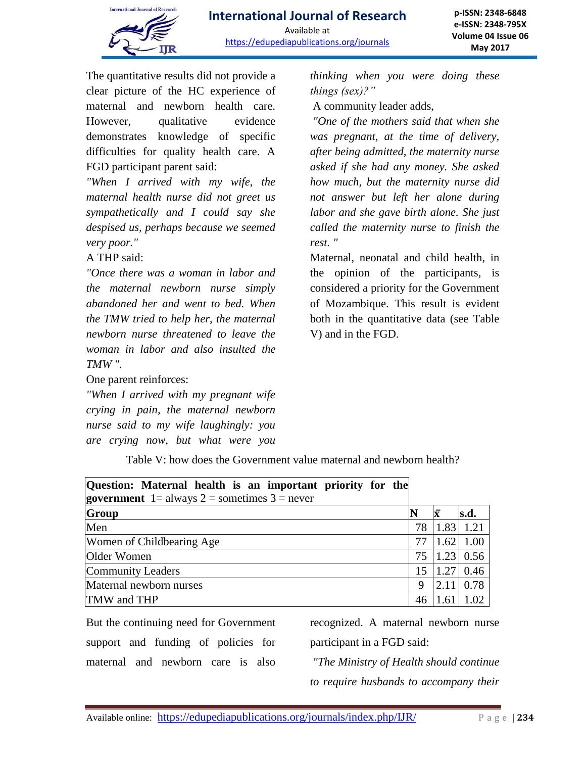The quantitative results did not provide a clear picture of the HC experience of maternal and newborn health care. However, qualitative evidence demonstrates knowledge of specific difficulties for quality health care. A FGD participant parent said:

*"When I arrived with my wife, the maternal health nurse did not greet us sympathetically and I could say she despised us, perhaps because we seemed very poor."*

A THP said:

*"Once there was a woman in labor and the maternal newborn nurse simply abandoned her and went to bed. When the TMW tried to help her, the maternal newborn nurse threatened to leave the woman in labor and also insulted the TMW ".*

One parent reinforces:

*"When I arrived with my pregnant wife crying in pain, the maternal newborn nurse said to my wife laughingly: you are crying now, but what were you thinking when you were doing these things (sex)?"*

A community leader adds,

*"One of the mothers said that when she was pregnant, at the time of delivery, after being admitted, the maternity nurse asked if she had any money. She asked how much, but the maternity nurse did not answer but left her alone during labor and she gave birth alone. She just called the maternity nurse to finish the rest. "*

Maternal, neonatal and child health, in the opinion of the participants, is considered a priority for the Government of Mozambique. This result is evident both in the quantitative data (see Table V) and in the FGD.

Table V: how does the Government value maternal and newborn health?

| **Question: Maternal health is an important priority for the government** 1= always 2 = sometimes 3 = never | | | |
|---|---|---|---|
| **Group** | **N** | **$\bar{x}$** | **s.d.** |
| Men | 78 | 1.83 | 1.21 |
| Women of Childbearing Age | 77 | 1.62 | 1.00 |
| Older Women | 75 | 1.23 | 0.56 |
| Community Leaders | 15 | 1.27 | 0.46 |
| Maternal newborn nurses | 9 | 2.11 | 0.78 |
| TMW and THP | 46 | 1.61 | 1.02 |

But the continuing need for Government support and funding of policies for maternal and newborn care is also recognized. A maternal newborn nurse participant in a FGD said:

*"The Ministry of Health should continue to require husbands to accompany their*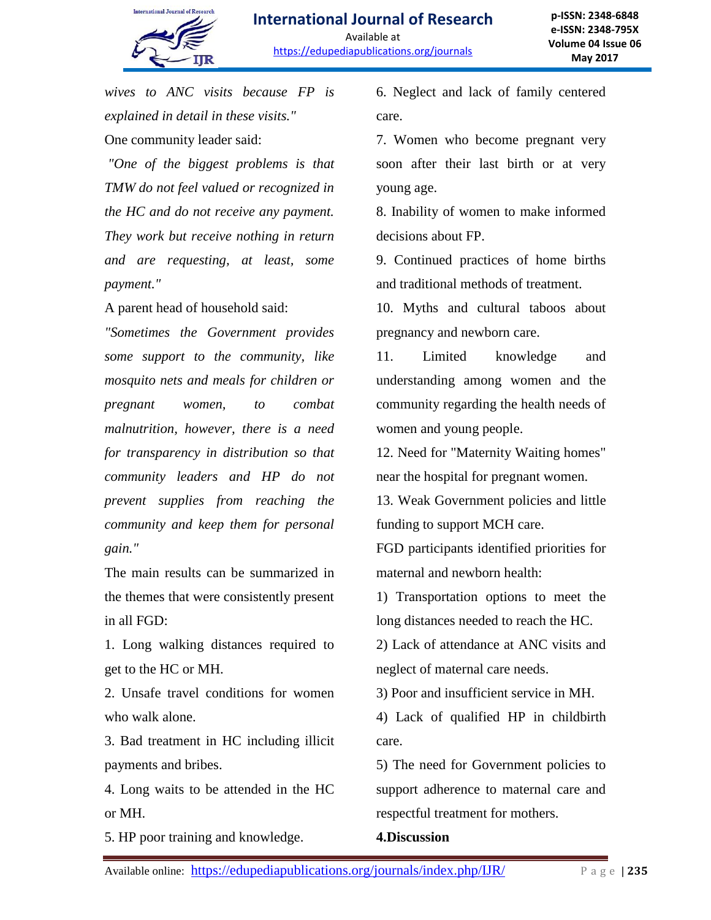*wives to ANC visits because FP is explained in detail in these visits."*

One community leader said:

*"One of the biggest problems is that TMW do not feel valued or recognized in the HC and do not receive any payment. They work but receive nothing in return and are requesting, at least, some payment."*

A parent head of household said:

*"Sometimes the Government provides some support to the community, like mosquito nets and meals for children or pregnant women, to combat malnutrition, however, there is a need for transparency in distribution so that community leaders and HP do not prevent supplies from reaching the community and keep them for personal gain."*

The main results can be summarized in the themes that were consistently present in all FGD:

1. Long walking distances required to get to the HC or MH.
2. Unsafe travel conditions for women who walk alone.
3. Bad treatment in HC including illicit payments and bribes.
4. Long waits to be attended in the HC or MH.
5. HP poor training and knowledge.
6. Neglect and lack of family centered care.
7. Women who become pregnant very soon after their last birth or at very young age.
8. Inability of women to make informed decisions about FP.
9. Continued practices of home births and traditional methods of treatment.
10. Myths and cultural taboos about pregnancy and newborn care.
11. Limited knowledge and understanding among women and the community regarding the health needs of women and young people.
12. Need for "Maternity Waiting homes" near the hospital for pregnant women.
13. Weak Government policies and little funding to support MCH care.

FGD participants identified priorities for maternal and newborn health:

1) Transportation options to meet the long distances needed to reach the HC.
2) Lack of attendance at ANC visits and neglect of maternal care needs.
3) Poor and insufficient service in MH.
4) Lack of qualified HP in childbirth care.
5) The need for Government policies to support adherence to maternal care and respectful treatment for mothers.

## 4.Discussion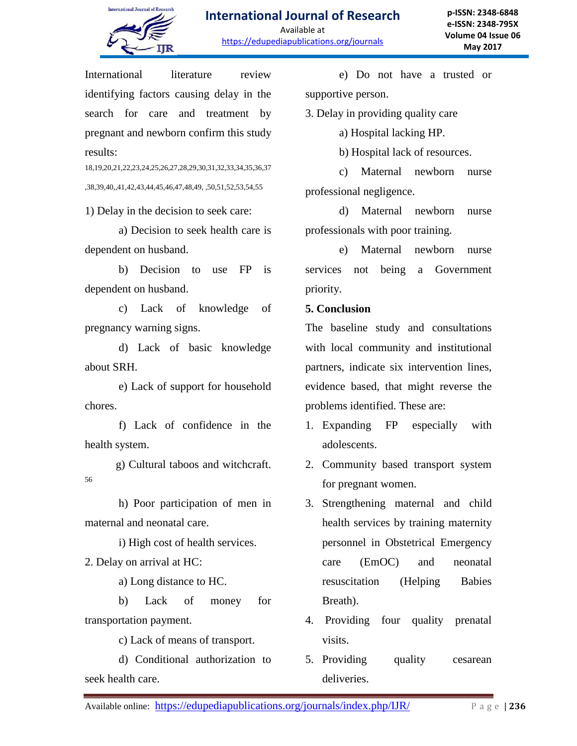International literature review identifying factors causing delay in the search for care and treatment by pregnant and newborn confirm this study results: [18,19,20,21,22,23,24,25,26,27,28,29,30,31,32,33,34,35,36,37,38,39,40,,41,42,43,44,45,46,47,48,49, ,50,51,52,53,54,55]

1) Delay in the decision to seek care:

a) Decision to seek health care is dependent on husband.

b) Decision to use FP is dependent on husband.

c) Lack of knowledge of pregnancy warning signs.

d) Lack of basic knowledge about SRH.

e) Lack of support for household chores.

f) Lack of confidence in the health system.

g) Cultural taboos and witchcraft. [56]

h) Poor participation of men in maternal and neonatal care.

i) High cost of health services.

2. Delay on arrival at HC:

a) Long distance to HC.

b) Lack of money for transportation payment.

c) Lack of means of transport.

d) Conditional authorization to seek health care.

e) Do not have a trusted or supportive person.

3. Delay in providing quality care

a) Hospital lacking HP.

b) Hospital lack of resources.

c) Maternal newborn nurse professional negligence.

d) Maternal newborn nurse professionals with poor training.

e) Maternal newborn nurse services not being a Government priority.

## 5. Conclusion

The baseline study and consultations with local community and institutional partners, indicate six intervention lines, evidence based, that might reverse the problems identified. These are:

1. Expanding FP especially with adolescents.
2. Community based transport system for pregnant women.
3. Strengthening maternal and child health services by training maternity personnel in Obstetrical Emergency care (EmOC) and neonatal resuscitation (Helping Babies Breath).
4. Providing four quality prenatal visits.
5. Providing quality cesarean deliveries.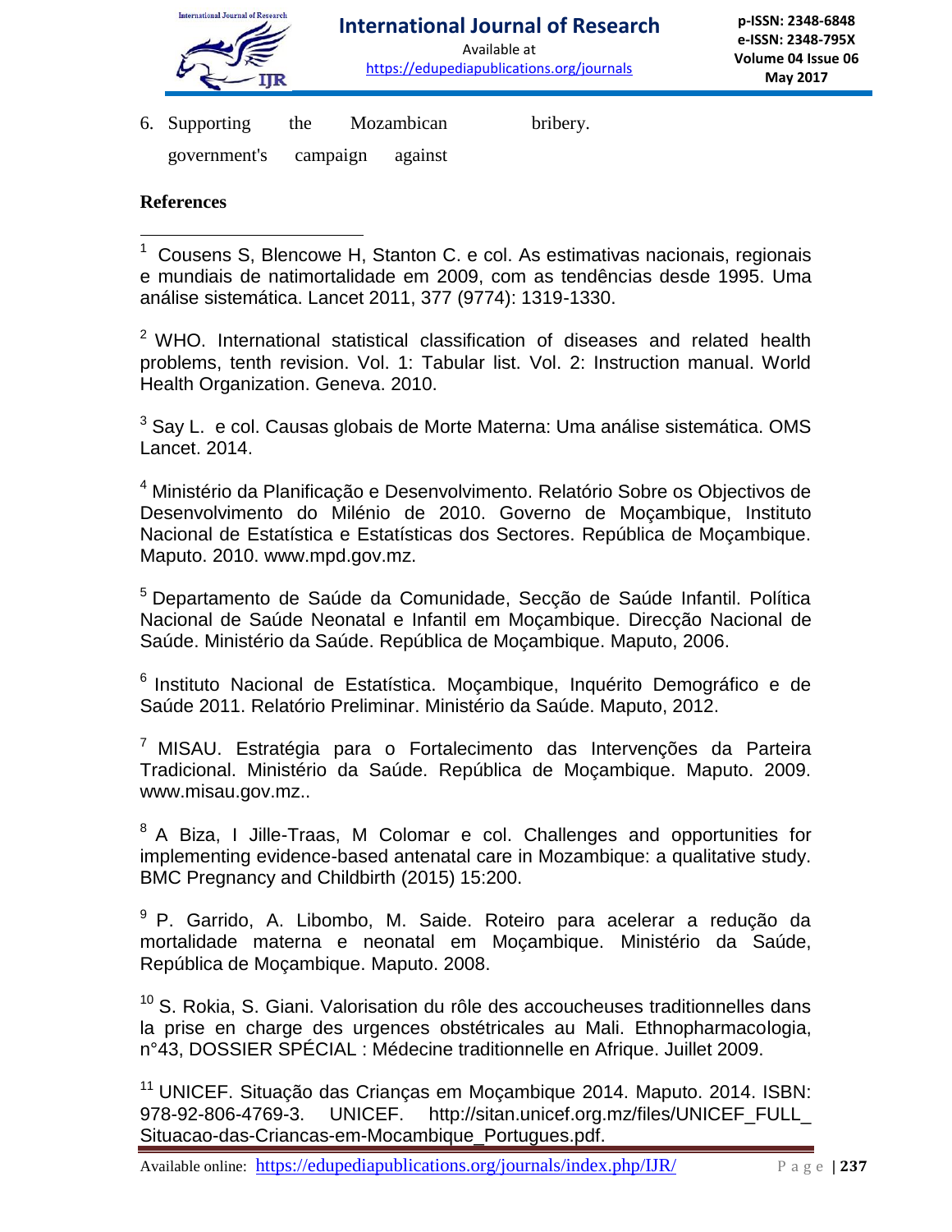6. Supporting the Mozambican government's campaign against bribery.

**References**

[1] Cousens S, Blencowe H, Stanton C. e col. As estimativas nacionais, regionais e mundiais de natimortalidade em 2009, com as tendências desde 1995. Uma análise sistemática. Lancet 2011, 377 (9774): 1319-1330.

[2] WHO. International statistical classification of diseases and related health problems, tenth revision. Vol. 1: Tabular list. Vol. 2: Instruction manual. World Health Organization. Geneva. 2010.

[3] Say L. e col. Causas globais de Morte Materna: Uma análise sistemática. OMS Lancet. 2014.

[4] Ministério da Planificação e Desenvolvimento. Relatório Sobre os Objectivos de Desenvolvimento do Milénio de 2010. Governo de Moçambique, Instituto Nacional de Estatística e Estatísticas dos Sectores. República de Moçambique. Maputo. 2010. www.mpd.gov.mz.

[5] Departamento de Saúde da Comunidade, Secção de Saúde Infantil. Política Nacional de Saúde Neonatal e Infantil em Moçambique. Direcção Nacional de Saúde. Ministério da Saúde. República de Moçambique. Maputo, 2006.

[6] Instituto Nacional de Estatística. Moçambique, Inquérito Demográfico e de Saúde 2011. Relatório Preliminar. Ministério da Saúde. Maputo, 2012.

[7] MISAU. Estratégia para o Fortalecimento das Intervenções da Parteira Tradicional. Ministério da Saúde. República de Moçambique. Maputo. 2009. www.misau.gov.mz..

[8] A Biza, I Jille-Traas, M Colomar e col. Challenges and opportunities for implementing evidence-based antenatal care in Mozambique: a qualitative study. BMC Pregnancy and Childbirth (2015) 15:200.

[9] P. Garrido, A. Libombo, M. Saide. Roteiro para acelerar a redução da mortalidade materna e neonatal em Moçambique. Ministério da Saúde, República de Moçambique. Maputo. 2008.

[10] S. Rokia, S. Giani. Valorisation du rôle des accoucheuses traditionnelles dans la prise en charge des urgences obstétricales au Mali. Ethnopharmacologia, n°43, DOSSIER SPÉCIAL : Médecine traditionnelle en Afrique. Juillet 2009.

[11] UNICEF. Situação das Crianças em Moçambique 2014. Maputo. 2014. ISBN: 978-92-806-4769-3. UNICEF. http://sitan.unicef.org.mz/files/UNICEF_FULL_Situacao-das-Criancas-em-Mocambique_Portugues.pdf.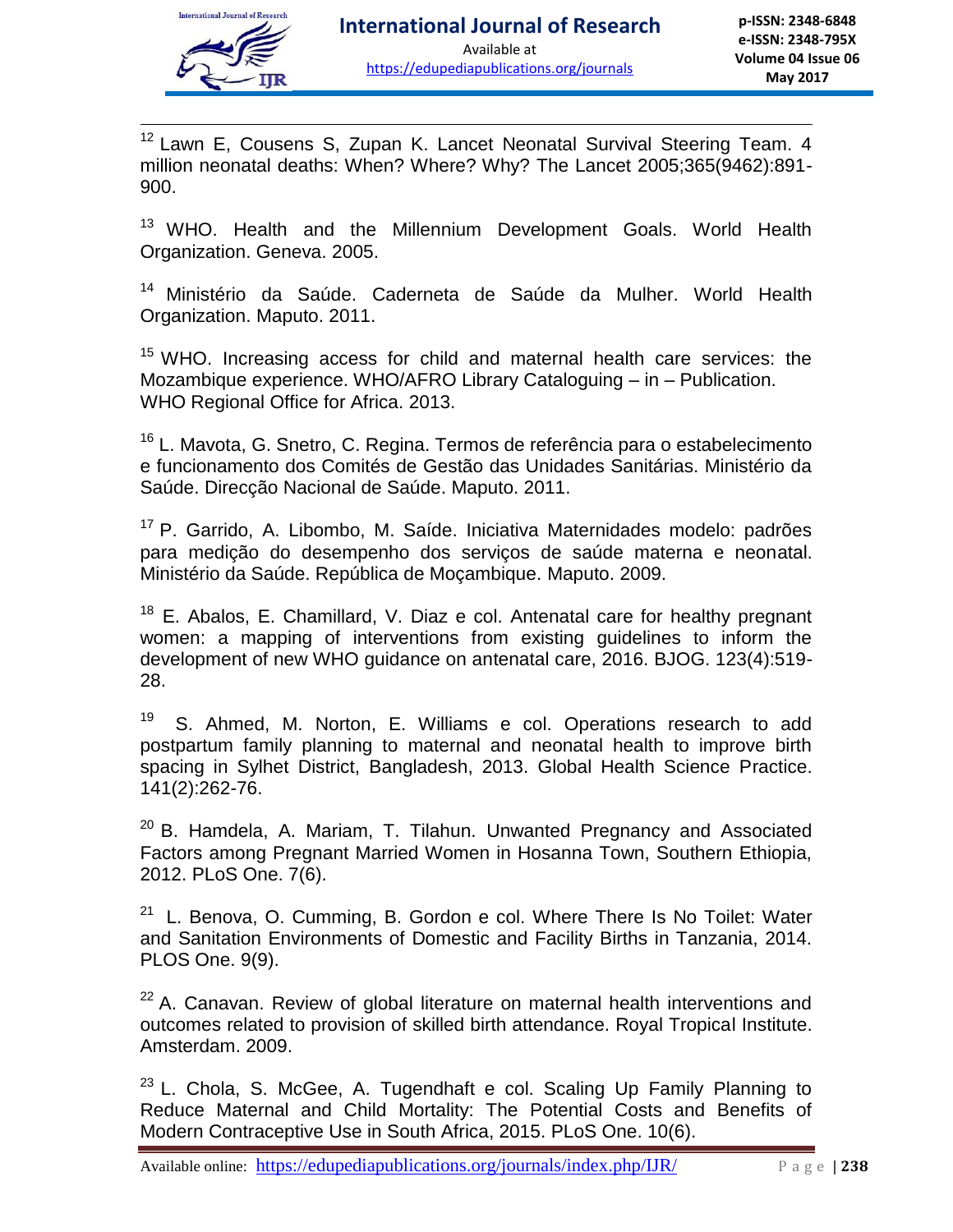[12] Lawn E, Cousens S, Zupan K. Lancet Neonatal Survival Steering Team. 4 million neonatal deaths: When? Where? Why? The Lancet 2005;365(9462):891-900.

[13] WHO. Health and the Millennium Development Goals. World Health Organization. Geneva. 2005.

[14] Ministério da Saúde. Caderneta de Saúde da Mulher. World Health Organization. Maputo. 2011.

[15] WHO. Increasing access for child and maternal health care services: the Mozambique experience. WHO/AFRO Library Cataloguing – in – Publication. WHO Regional Office for Africa. 2013.

[16] L. Mavota, G. Snetro, C. Regina. Termos de referência para o estabelecimento e funcionamento dos Comités de Gestão das Unidades Sanitárias. Ministério da Saúde. Direcção Nacional de Saúde. Maputo. 2011.

[17] P. Garrido, A. Libombo, M. Saíde. Iniciativa Maternidades modelo: padrões para medição do desempenho dos serviços de saúde materna e neonatal. Ministério da Saúde. República de Moçambique. Maputo. 2009.

[18] E. Abalos, E. Chamillard, V. Diaz e col. Antenatal care for healthy pregnant women: a mapping of interventions from existing guidelines to inform the development of new WHO guidance on antenatal care, 2016. BJOG. 123(4):519-28.

[19] S. Ahmed, M. Norton, E. Williams e col. Operations research to add postpartum family planning to maternal and neonatal health to improve birth spacing in Sylhet District, Bangladesh, 2013. Global Health Science Practice. 141(2):262-76.

[20] B. Hamdela, A. Mariam, T. Tilahun. Unwanted Pregnancy and Associated Factors among Pregnant Married Women in Hosanna Town, Southern Ethiopia, 2012. PLoS One. 7(6).

[21] L. Benova, O. Cumming, B. Gordon e col. Where There Is No Toilet: Water and Sanitation Environments of Domestic and Facility Births in Tanzania, 2014. PLOS One. 9(9).

[22] A. Canavan. Review of global literature on maternal health interventions and outcomes related to provision of skilled birth attendance. Royal Tropical Institute. Amsterdam. 2009.

[23] L. Chola, S. McGee, A. Tugendhaft e col. Scaling Up Family Planning to Reduce Maternal and Child Mortality: The Potential Costs and Benefits of Modern Contraceptive Use in South Africa, 2015. PLoS One. 10(6).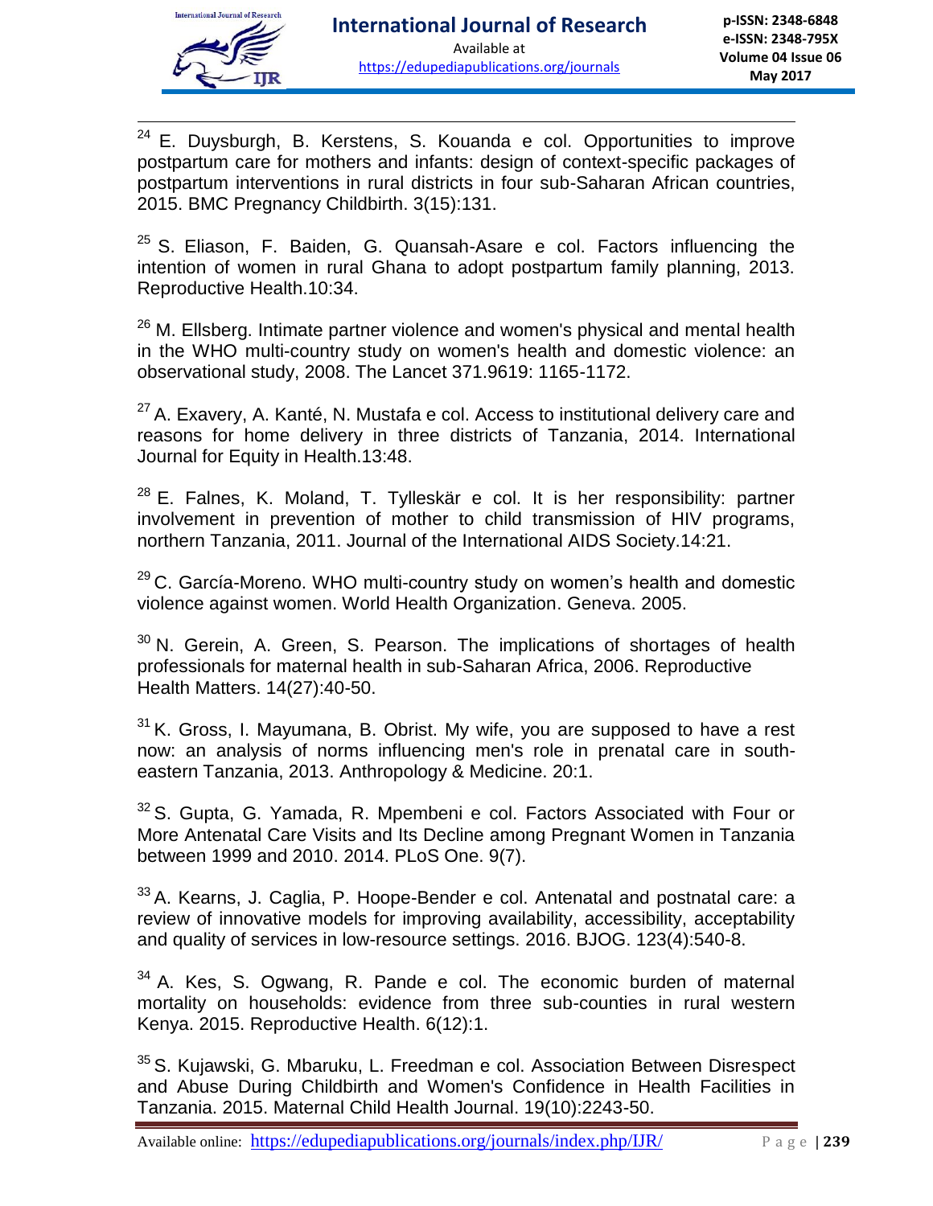[24] E. Duysburgh, B. Kerstens, S. Kouanda e col. Opportunities to improve postpartum care for mothers and infants: design of context-specific packages of postpartum interventions in rural districts in four sub-Saharan African countries, 2015. BMC Pregnancy Childbirth. 3(15):131.

[25] S. Eliason, F. Baiden, G. Quansah-Asare e col. Factors influencing the intention of women in rural Ghana to adopt postpartum family planning, 2013. Reproductive Health.10:34.

[26] M. Ellsberg. Intimate partner violence and women's physical and mental health in the WHO multi-country study on women's health and domestic violence: an observational study, 2008. The Lancet 371.9619: 1165-1172.

[27] A. Exavery, A. Kanté, N. Mustafa e col. Access to institutional delivery care and reasons for home delivery in three districts of Tanzania, 2014. International Journal for Equity in Health.13:48.

[28] E. Falnes, K. Moland, T. Tylleskär e col. It is her responsibility: partner involvement in prevention of mother to child transmission of HIV programs, northern Tanzania, 2011. Journal of the International AIDS Society.14:21.

[29] C. García-Moreno. WHO multi-country study on women's health and domestic violence against women. World Health Organization. Geneva. 2005.

[30] N. Gerein, A. Green, S. Pearson. The implications of shortages of health professionals for maternal health in sub-Saharan Africa, 2006. Reproductive Health Matters. 14(27):40-50.

[31] K. Gross, I. Mayumana, B. Obrist. My wife, you are supposed to have a rest now: an analysis of norms influencing men's role in prenatal care in south-eastern Tanzania, 2013. Anthropology & Medicine. 20:1.

[32] S. Gupta, G. Yamada, R. Mpembeni e col. Factors Associated with Four or More Antenatal Care Visits and Its Decline among Pregnant Women in Tanzania between 1999 and 2010. 2014. PLoS One. 9(7).

[33] A. Kearns, J. Caglia, P. Hoope-Bender e col. Antenatal and postnatal care: a review of innovative models for improving availability, accessibility, acceptability and quality of services in low-resource settings. 2016. BJOG. 123(4):540-8.

[34] A. Kes, S. Ogwang, R. Pande e col. The economic burden of maternal mortality on households: evidence from three sub-counties in rural western Kenya. 2015. Reproductive Health. 6(12):1.

[35] S. Kujawski, G. Mbaruku, L. Freedman e col. Association Between Disrespect and Abuse During Childbirth and Women's Confidence in Health Facilities in Tanzania. 2015. Maternal Child Health Journal. 19(10):2243-50.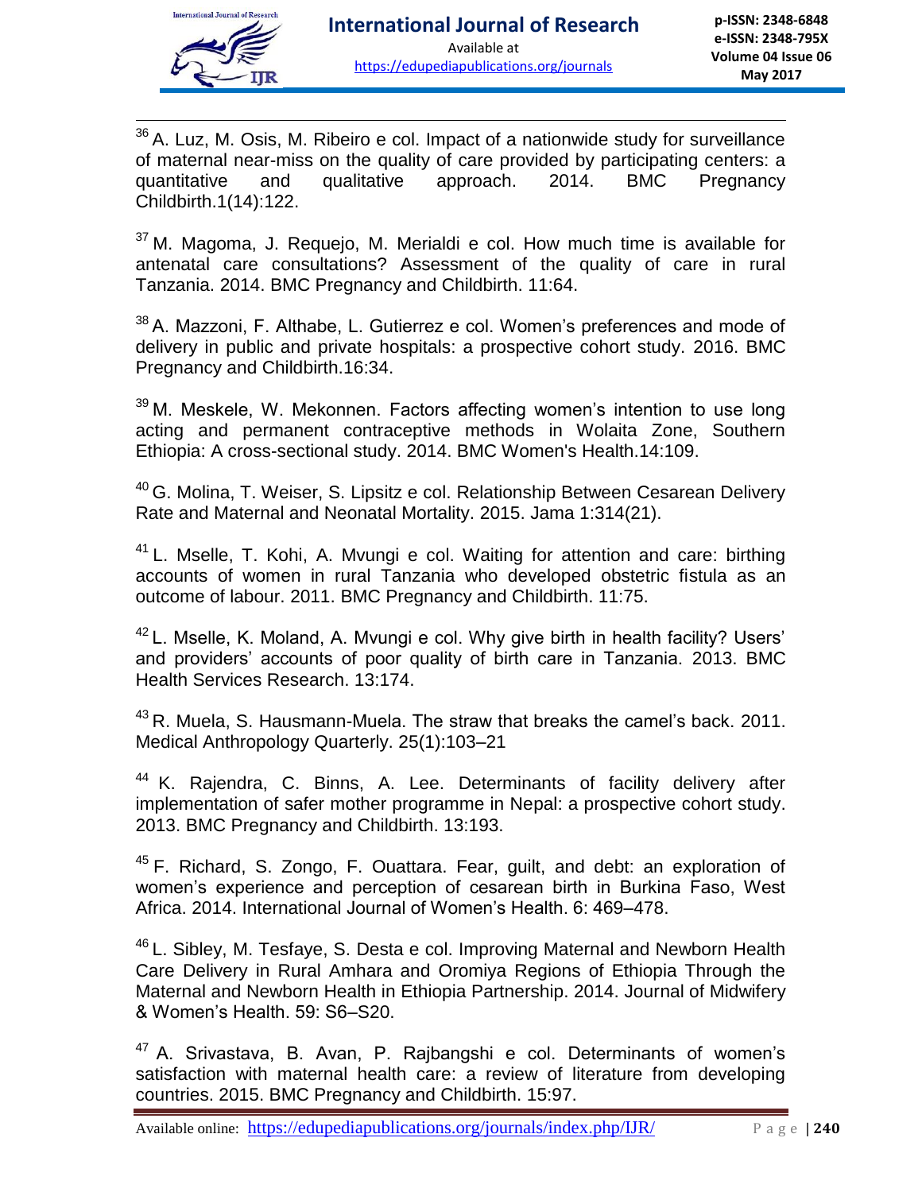[36] A. Luz, M. Osis, M. Ribeiro e col. Impact of a nationwide study for surveillance of maternal near-miss on the quality of care provided by participating centers: a quantitative and qualitative approach. 2014. BMC Pregnancy Childbirth.1(14):122.

[37] M. Magoma, J. Requejo, M. Merialdi e col. How much time is available for antenatal care consultations? Assessment of the quality of care in rural Tanzania. 2014. BMC Pregnancy and Childbirth. 11:64.

[38] A. Mazzoni, F. Althabe, L. Gutierrez e col. Women's preferences and mode of delivery in public and private hospitals: a prospective cohort study. 2016. BMC Pregnancy and Childbirth.16:34.

[39] M. Meskele, W. Mekonnen. Factors affecting women's intention to use long acting and permanent contraceptive methods in Wolaita Zone, Southern Ethiopia: A cross-sectional study. 2014. BMC Women's Health.14:109.

[40] G. Molina, T. Weiser, S. Lipsitz e col. Relationship Between Cesarean Delivery Rate and Maternal and Neonatal Mortality. 2015. Jama 1:314(21).

[41] L. Mselle, T. Kohi, A. Mvungi e col. Waiting for attention and care: birthing accounts of women in rural Tanzania who developed obstetric fistula as an outcome of labour. 2011. BMC Pregnancy and Childbirth. 11:75.

[42] L. Mselle, K. Moland, A. Mvungi e col. Why give birth in health facility? Users' and providers' accounts of poor quality of birth care in Tanzania. 2013. BMC Health Services Research. 13:174.

[43] R. Muela, S. Hausmann-Muela. The straw that breaks the camel's back. 2011. Medical Anthropology Quarterly. 25(1):103–21

[44] K. Rajendra, C. Binns, A. Lee. Determinants of facility delivery after implementation of safer mother programme in Nepal: a prospective cohort study. 2013. BMC Pregnancy and Childbirth. 13:193.

[45] F. Richard, S. Zongo, F. Ouattara. Fear, guilt, and debt: an exploration of women's experience and perception of cesarean birth in Burkina Faso, West Africa. 2014. International Journal of Women's Health. 6: 469–478.

[46] L. Sibley, M. Tesfaye, S. Desta e col. Improving Maternal and Newborn Health Care Delivery in Rural Amhara and Oromiya Regions of Ethiopia Through the Maternal and Newborn Health in Ethiopia Partnership. 2014. Journal of Midwifery & Women's Health. 59: S6–S20.

[47] A. Srivastava, B. Avan, P. Rajbangshi e col. Determinants of women's satisfaction with maternal health care: a review of literature from developing countries. 2015. BMC Pregnancy and Childbirth. 15:97.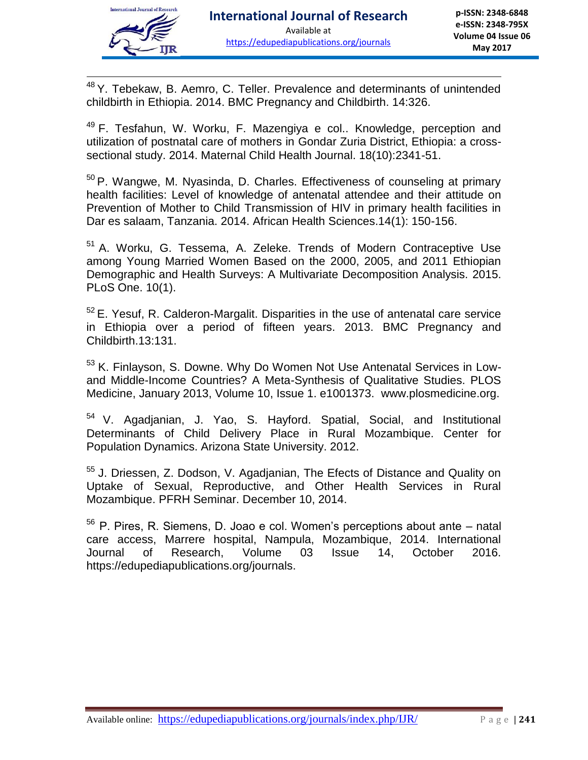[48] Y. Tebekaw, B. Aemro, C. Teller. Prevalence and determinants of unintended childbirth in Ethiopia. 2014. BMC Pregnancy and Childbirth. 14:326.

[49] F. Tesfahun, W. Worku, F. Mazengiya e col.. Knowledge, perception and utilization of postnatal care of mothers in Gondar Zuria District, Ethiopia: a cross-sectional study. 2014. Maternal Child Health Journal. 18(10):2341-51.

[50] P. Wangwe, M. Nyasinda, D. Charles. Effectiveness of counseling at primary health facilities: Level of knowledge of antenatal attendee and their attitude on Prevention of Mother to Child Transmission of HIV in primary health facilities in Dar es salaam, Tanzania. 2014. African Health Sciences.14(1): 150-156.

[51] A. Worku, G. Tessema, A. Zeleke. Trends of Modern Contraceptive Use among Young Married Women Based on the 2000, 2005, and 2011 Ethiopian Demographic and Health Surveys: A Multivariate Decomposition Analysis. 2015. PLoS One. 10(1).

[52] E. Yesuf, R. Calderon-Margalit. Disparities in the use of antenatal care service in Ethiopia over a period of fifteen years. 2013. BMC Pregnancy and Childbirth.13:131.

[53] K. Finlayson, S. Downe. Why Do Women Not Use Antenatal Services in Low- and Middle-Income Countries? A Meta-Synthesis of Qualitative Studies. PLOS Medicine, January 2013, Volume 10, Issue 1. e1001373. www.plosmedicine.org.

[54] V. Agadjanian, J. Yao, S. Hayford. Spatial, Social, and Institutional Determinants of Child Delivery Place in Rural Mozambique. Center for Population Dynamics. Arizona State University. 2012.

[55] J. Driessen, Z. Dodson, V. Agadjanian, The Efects of Distance and Quality on Uptake of Sexual, Reproductive, and Other Health Services in Rural Mozambique. PFRH Seminar. December 10, 2014.

[56] P. Pires, R. Siemens, D. Joao e col. Women's perceptions about ante – natal care access, Marrere hospital, Nampula, Mozambique, 2014. International Journal of Research, Volume 03 Issue 14, October 2016. https://edupediapublications.org/journals.